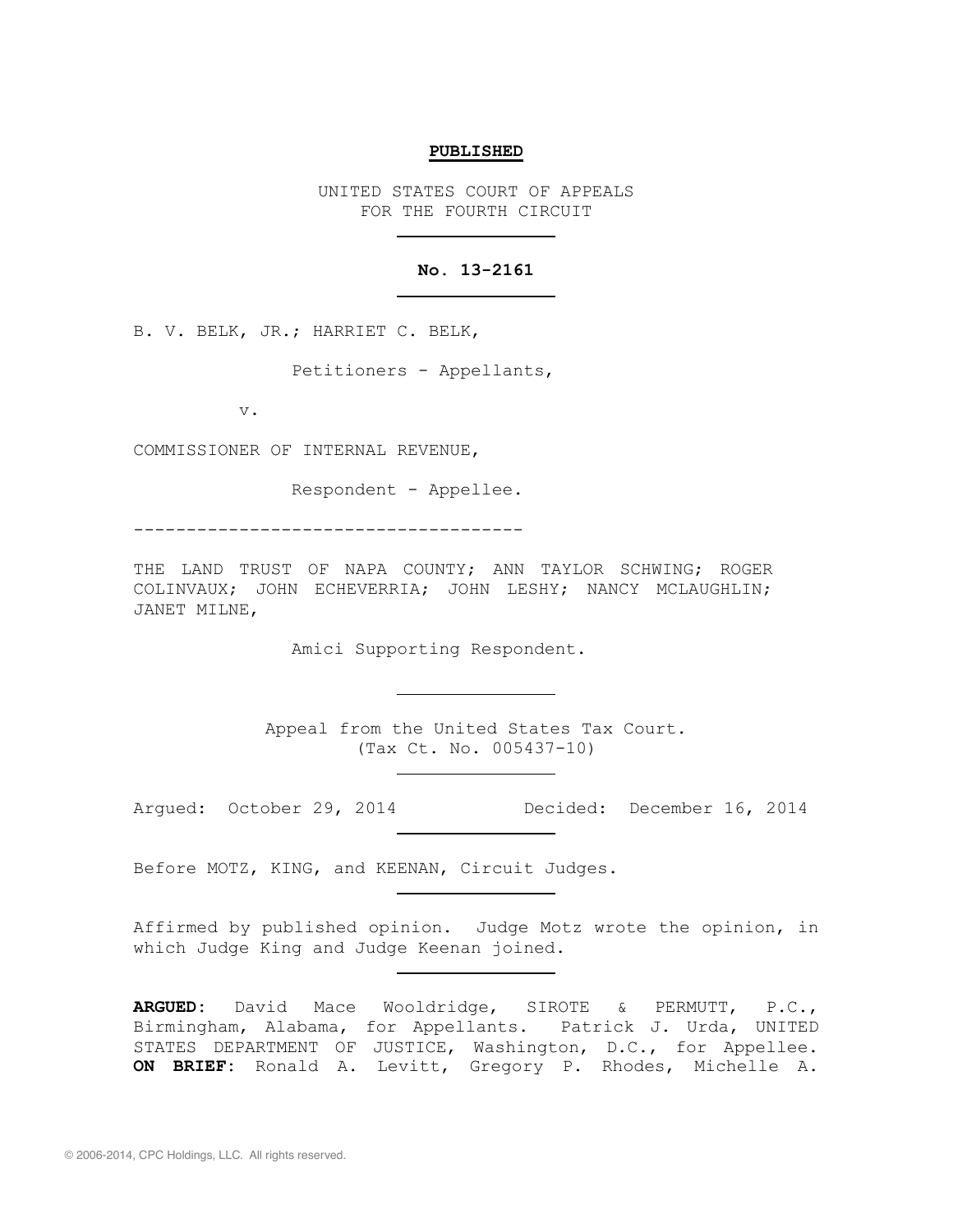**PUBLISHED**

UNITED STATES COURT OF APPEALS
FOR THE FOURTH CIRCUIT

---

**No. 13-2161**

---

B. V. BELK, JR.; HARRIET C. BELK,

Petitioners - Appellants,

v.

COMMISSIONER OF INTERNAL REVENUE,

Respondent - Appellee.

------------------------------------

THE LAND TRUST OF NAPA COUNTY; ANN TAYLOR SCHWING; ROGER COLINVAUX; JOHN ECHEVERRIA; JOHN LESHY; NANCY MCLAUGHLIN; JANET MILNE,

Amici Supporting Respondent.

---

Appeal from the United States Tax Court.
(Tax Ct. No. 005437-10)

---

Argued: October 29, 2014 Decided: December 16, 2014

---

Before MOTZ, KING, and KEENAN, Circuit Judges.

---

Affirmed by published opinion. Judge Motz wrote the opinion, in which Judge King and Judge Keenan joined.

---

**ARGUED**: David Mace Wooldridge, SIROTE & PERMUTT, P.C., Birmingham, Alabama, for Appellants. Patrick J. Urda, UNITED STATES DEPARTMENT OF JUSTICE, Washington, D.C., for Appellee. **ON BRIEF**: Ronald A. Levitt, Gregory P. Rhodes, Michelle A.

© 2006-2014, CPC Holdings, LLC. All rights reserved.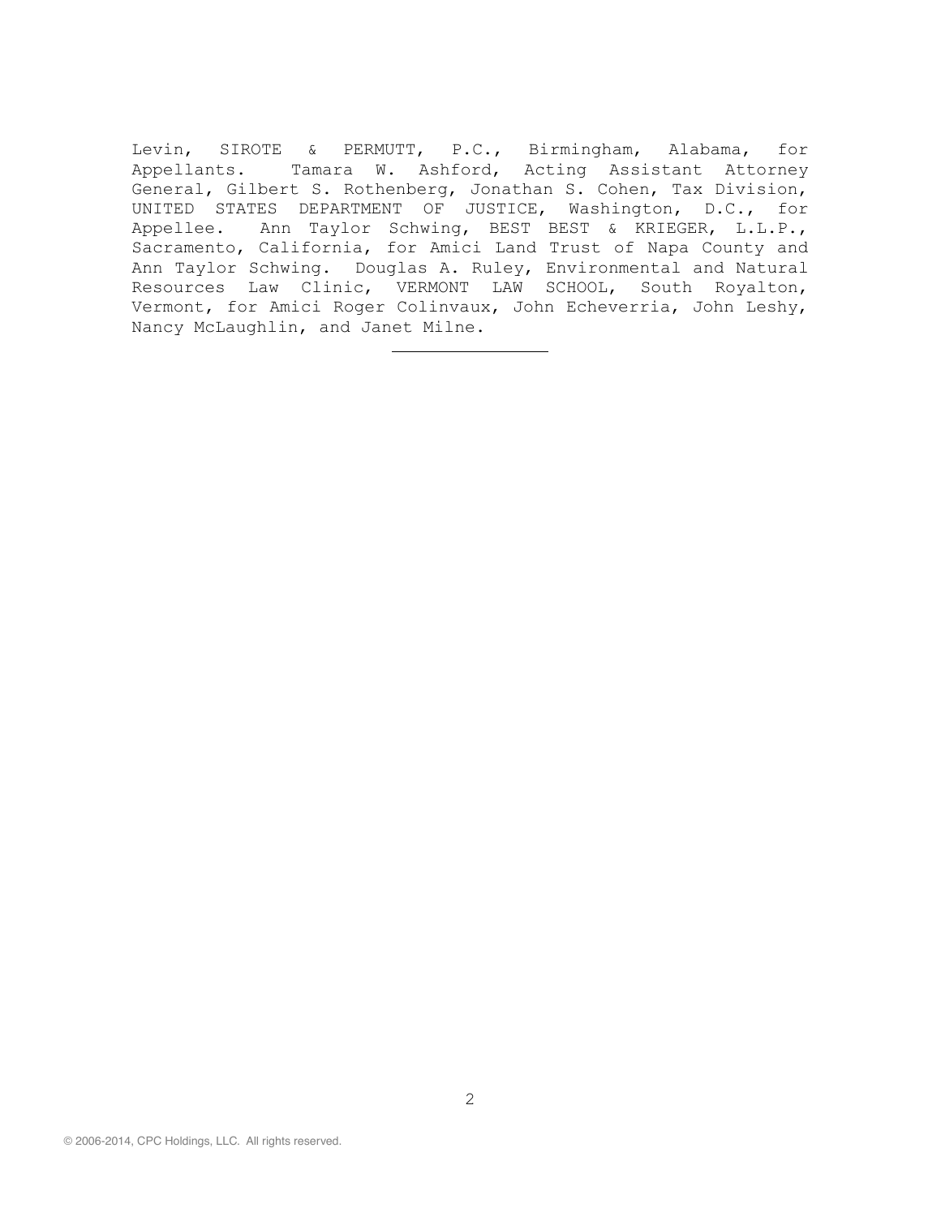Levin, SIROTE & PERMUTT, P.C., Birmingham, Alabama, for Appellants. Tamara W. Ashford, Acting Assistant Attorney General, Gilbert S. Rothenberg, Jonathan S. Cohen, Tax Division, UNITED STATES DEPARTMENT OF JUSTICE, Washington, D.C., for Appellee. Ann Taylor Schwing, BEST BEST & KRIEGER, L.L.P., Sacramento, California, for Amici Land Trust of Napa County and Ann Taylor Schwing. Douglas A. Ruley, Environmental and Natural Resources Law Clinic, VERMONT LAW SCHOOL, South Royalton, Vermont, for Amici Roger Colinvaux, John Echeverria, John Leshy, Nancy McLaughlin, and Janet Milne.

---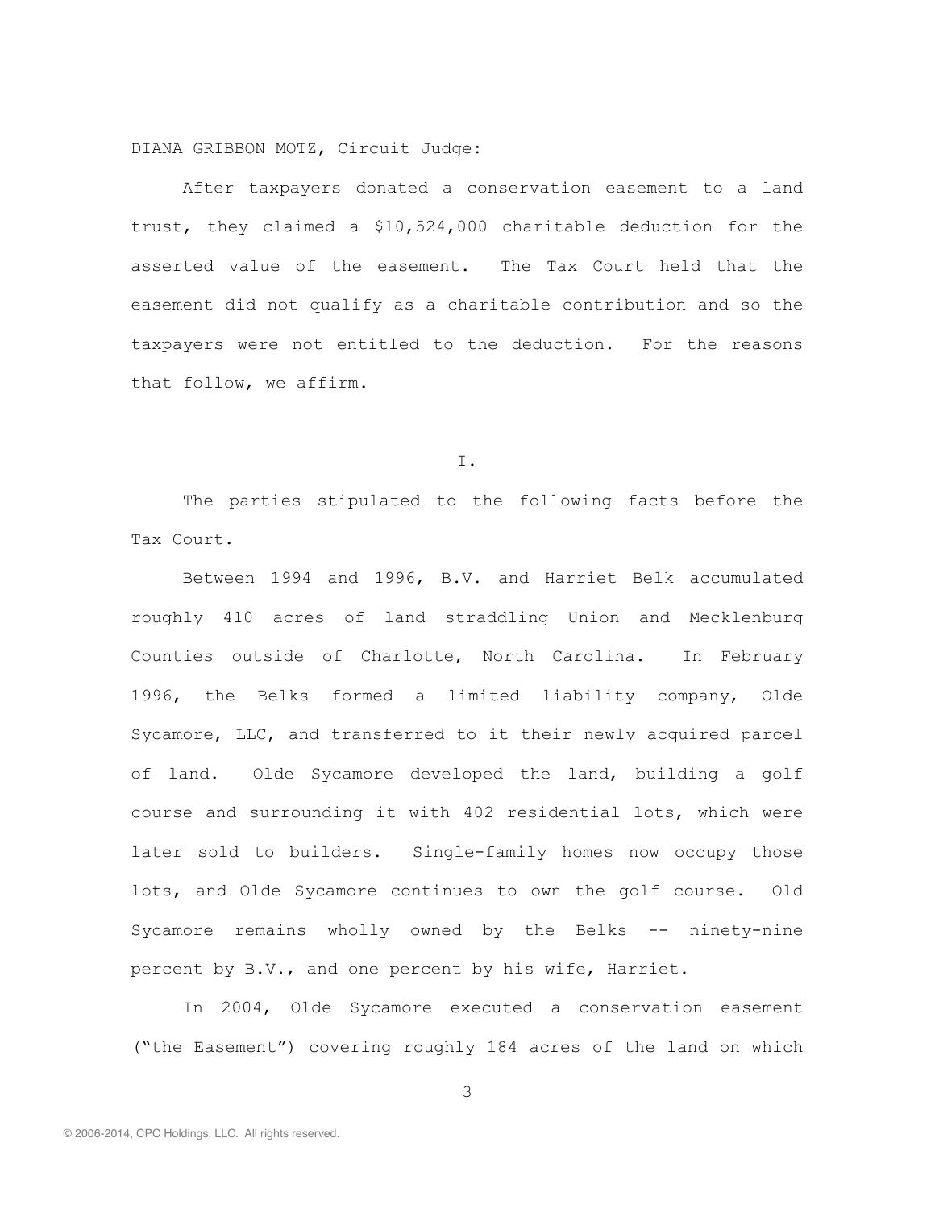DIANA GRIBBON MOTZ, Circuit Judge:

After taxpayers donated a conservation easement to a land trust, they claimed a $10,524,000 charitable deduction for the asserted value of the easement. The Tax Court held that the easement did not qualify as a charitable contribution and so the taxpayers were not entitled to the deduction. For the reasons that follow, we affirm.

I.

The parties stipulated to the following facts before the Tax Court.

Between 1994 and 1996, B.V. and Harriet Belk accumulated roughly 410 acres of land straddling Union and Mecklenburg Counties outside of Charlotte, North Carolina. In February 1996, the Belks formed a limited liability company, Olde Sycamore, LLC, and transferred to it their newly acquired parcel of land. Olde Sycamore developed the land, building a golf course and surrounding it with 402 residential lots, which were later sold to builders. Single-family homes now occupy those lots, and Olde Sycamore continues to own the golf course. Old Sycamore remains wholly owned by the Belks -- ninety-nine percent by B.V., and one percent by his wife, Harriet.

In 2004, Olde Sycamore executed a conservation easement ("the Easement") covering roughly 184 acres of the land on which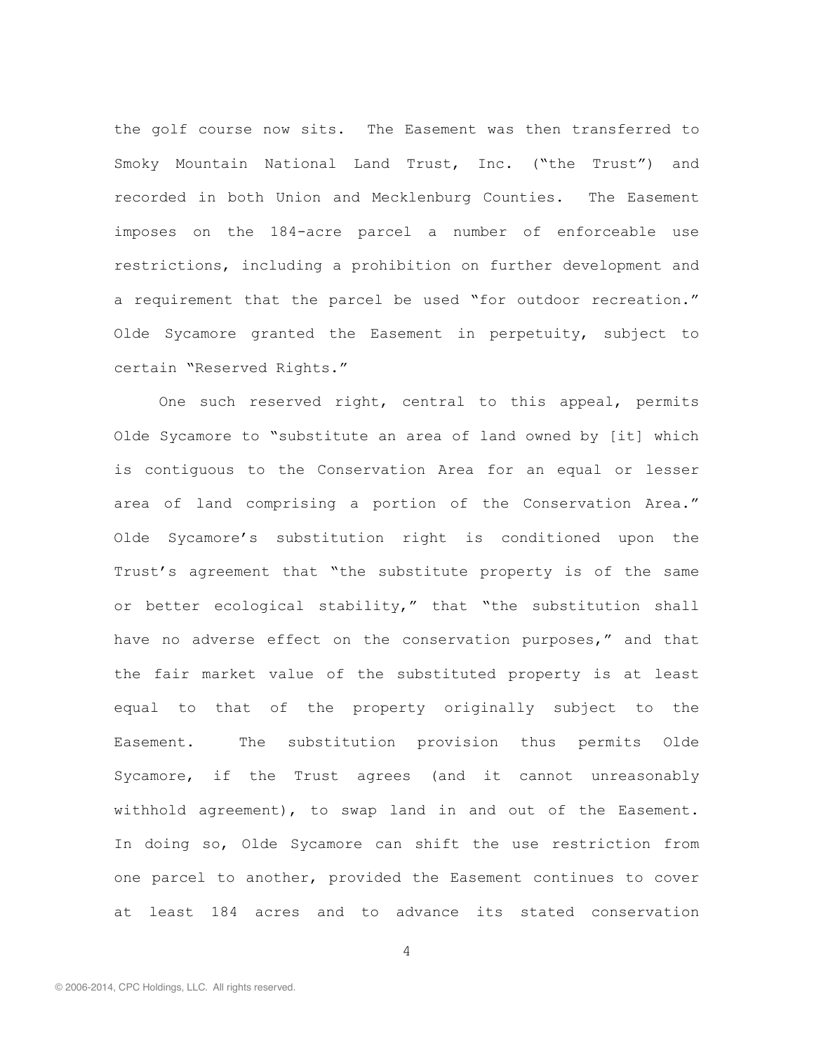the golf course now sits. The Easement was then transferred to Smoky Mountain National Land Trust, Inc. ("the Trust") and recorded in both Union and Mecklenburg Counties. The Easement imposes on the 184-acre parcel a number of enforceable use restrictions, including a prohibition on further development and a requirement that the parcel be used "for outdoor recreation." Olde Sycamore granted the Easement in perpetuity, subject to certain "Reserved Rights."

One such reserved right, central to this appeal, permits Olde Sycamore to "substitute an area of land owned by [it] which is contiguous to the Conservation Area for an equal or lesser area of land comprising a portion of the Conservation Area." Olde Sycamore's substitution right is conditioned upon the Trust's agreement that "the substitute property is of the same or better ecological stability," that "the substitution shall have no adverse effect on the conservation purposes," and that the fair market value of the substituted property is at least equal to that of the property originally subject to the Easement. The substitution provision thus permits Olde Sycamore, if the Trust agrees (and it cannot unreasonably withhold agreement), to swap land in and out of the Easement. In doing so, Olde Sycamore can shift the use restriction from one parcel to another, provided the Easement continues to cover at least 184 acres and to advance its stated conservation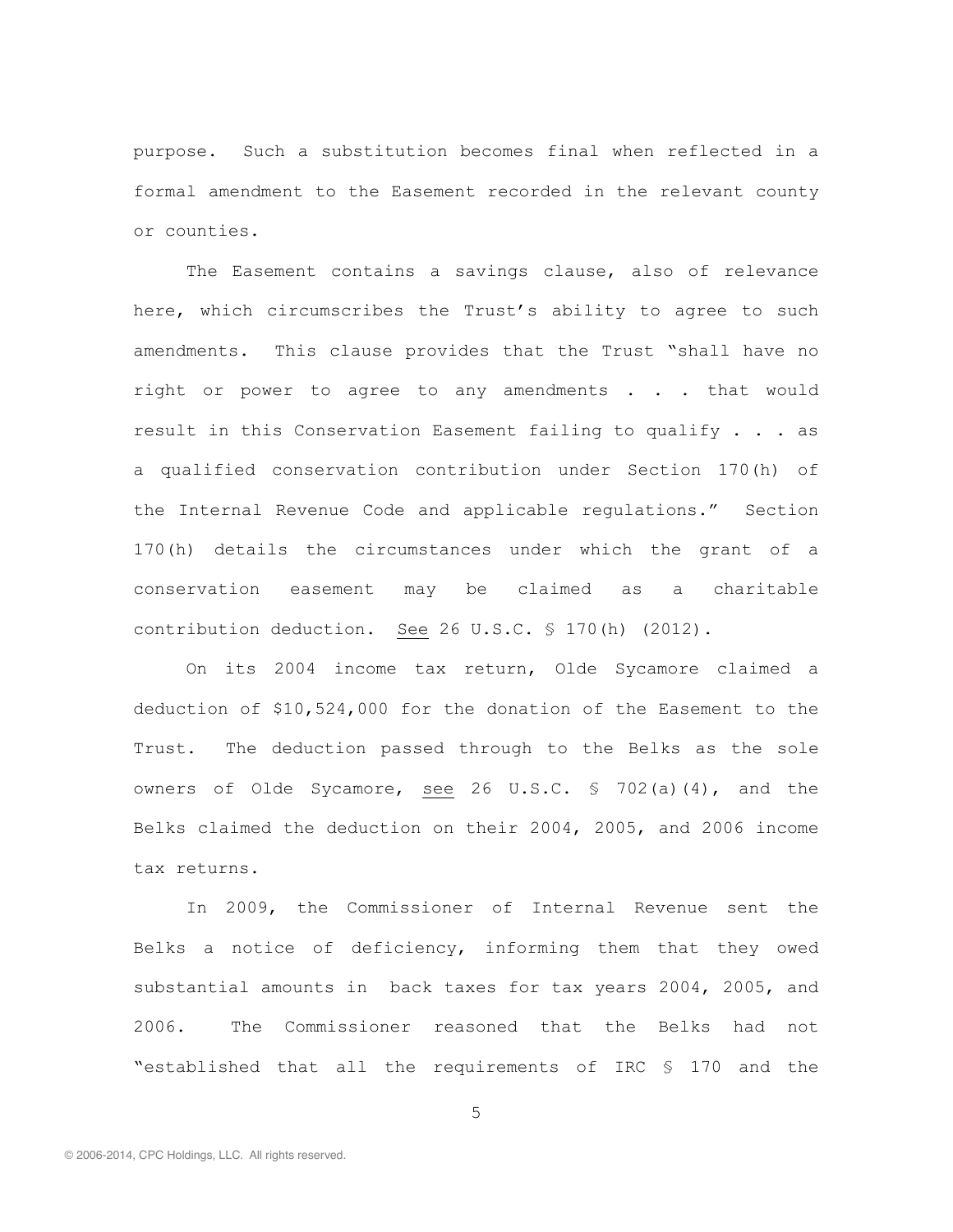purpose. Such a substitution becomes final when reflected in a formal amendment to the Easement recorded in the relevant county or counties.

The Easement contains a savings clause, also of relevance here, which circumscribes the Trust's ability to agree to such amendments. This clause provides that the Trust "shall have no right or power to agree to any amendments . . . that would result in this Conservation Easement failing to qualify . . . as a qualified conservation contribution under Section 170(h) of the Internal Revenue Code and applicable regulations." Section 170(h) details the circumstances under which the grant of a conservation easement may be claimed as a charitable contribution deduction. See 26 U.S.C. § 170(h) (2012).

On its 2004 income tax return, Olde Sycamore claimed a deduction of $10,524,000 for the donation of the Easement to the Trust. The deduction passed through to the Belks as the sole owners of Olde Sycamore, see 26 U.S.C. § 702(a)(4), and the Belks claimed the deduction on their 2004, 2005, and 2006 income tax returns.

In 2009, the Commissioner of Internal Revenue sent the Belks a notice of deficiency, informing them that they owed substantial amounts in back taxes for tax years 2004, 2005, and 2006. The Commissioner reasoned that the Belks had not "established that all the requirements of IRC § 170 and the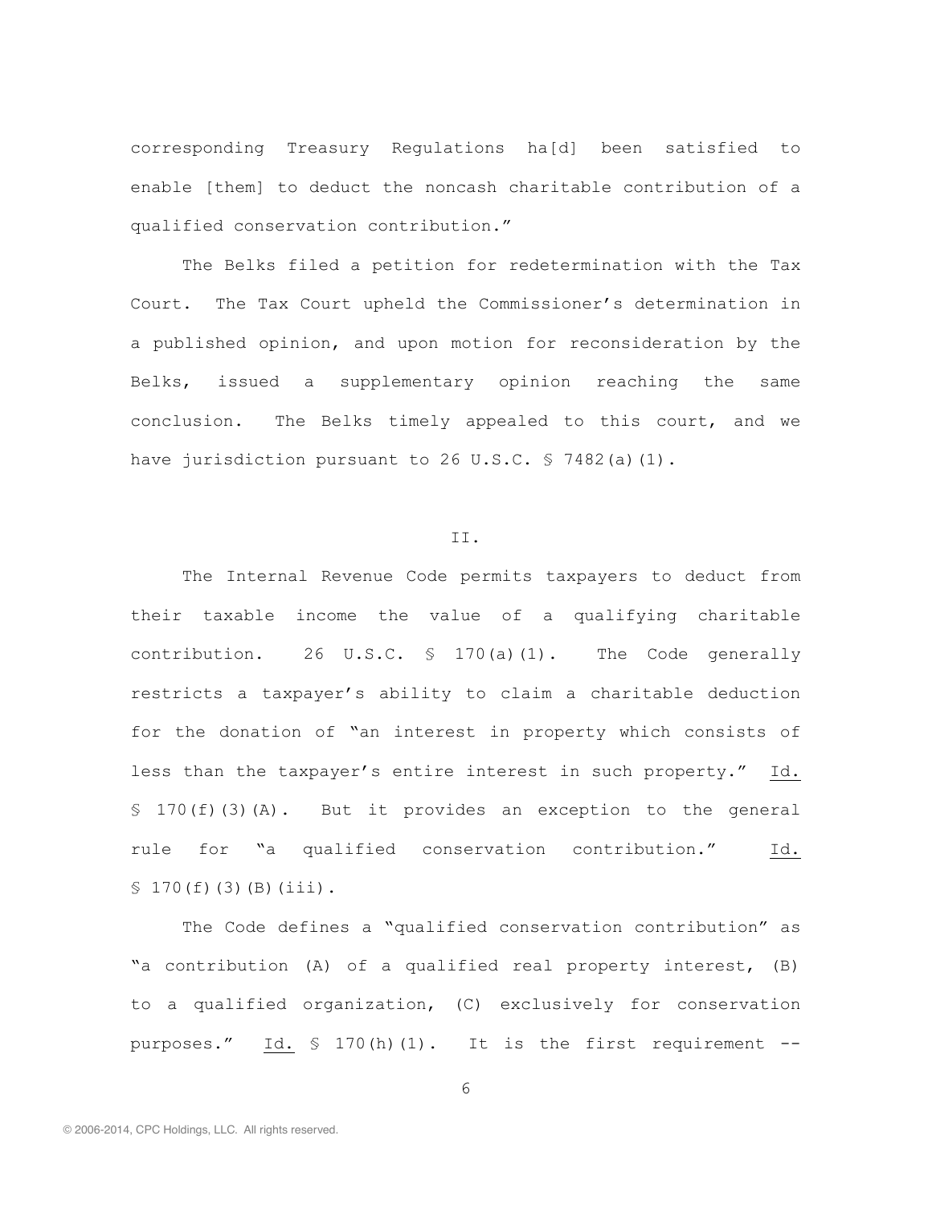corresponding Treasury Regulations ha[d] been satisfied to enable [them] to deduct the noncash charitable contribution of a qualified conservation contribution."

The Belks filed a petition for redetermination with the Tax Court. The Tax Court upheld the Commissioner's determination in a published opinion, and upon motion for reconsideration by the Belks, issued a supplementary opinion reaching the same conclusion. The Belks timely appealed to this court, and we have jurisdiction pursuant to 26 U.S.C. § 7482(a)(1).

## II.

The Internal Revenue Code permits taxpayers to deduct from their taxable income the value of a qualifying charitable contribution. 26 U.S.C. § 170(a)(1). The Code generally restricts a taxpayer's ability to claim a charitable deduction for the donation of "an interest in property which consists of less than the taxpayer's entire interest in such property." Id. § 170(f)(3)(A). But it provides an exception to the general rule for "a qualified conservation contribution." Id. § 170(f)(3)(B)(iii).

The Code defines a "qualified conservation contribution" as "a contribution (A) of a qualified real property interest, (B) to a qualified organization, (C) exclusively for conservation purposes." Id. § 170(h)(1). It is the first requirement --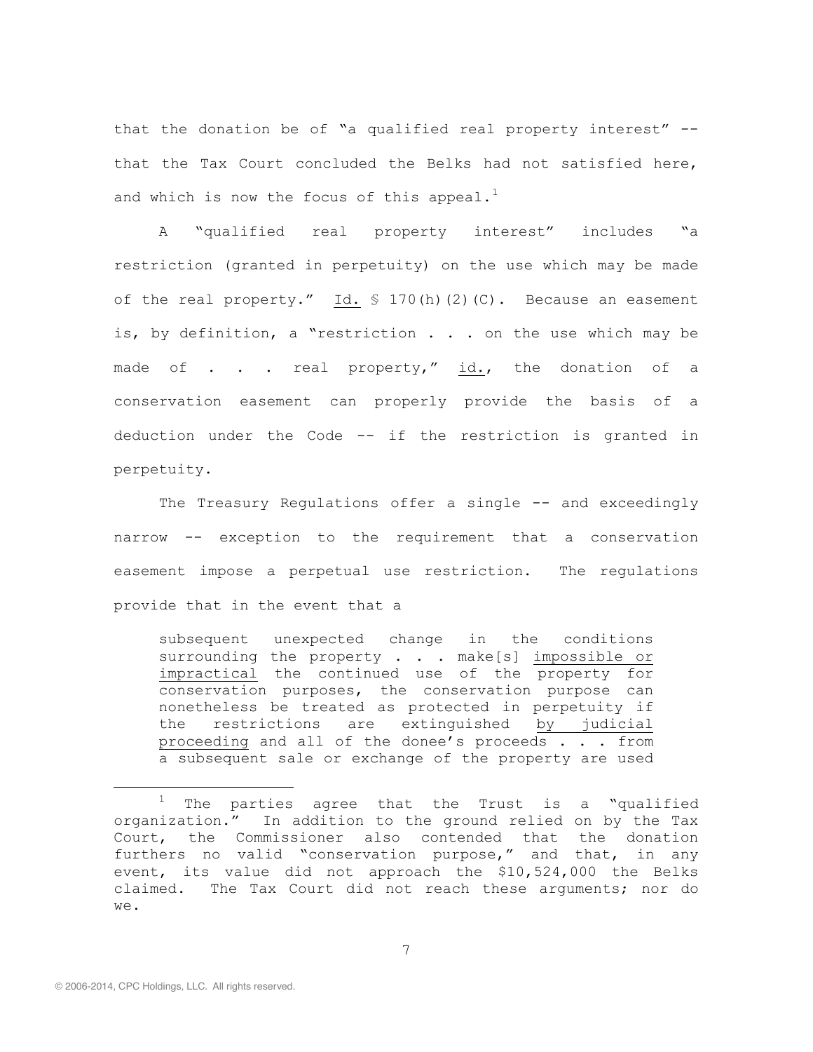that the donation be of "a qualified real property interest" -- that the Tax Court concluded the Belks had not satisfied here, and which is now the focus of this appeal.[1]

A "qualified real property interest" includes "a restriction (granted in perpetuity) on the use which may be made of the real property." Id. § 170(h)(2)(C). Because an easement is, by definition, a "restriction . . . on the use which may be made of . . . real property," id., the donation of a conservation easement can properly provide the basis of a deduction under the Code -- if the restriction is granted in perpetuity.

The Treasury Regulations offer a single -- and exceedingly narrow -- exception to the requirement that a conservation easement impose a perpetual use restriction. The regulations provide that in the event that a

> subsequent unexpected change in the conditions surrounding the property . . . make[s] impossible or impractical the continued use of the property for conservation purposes, the conservation purpose can nonetheless be treated as protected in perpetuity if the restrictions are extinguished by judicial proceeding and all of the donee's proceeds . . . from a subsequent sale or exchange of the property are used

---

[1] The parties agree that the Trust is a "qualified organization." In addition to the ground relied on by the Tax Court, the Commissioner also contended that the donation furthers no valid "conservation purpose," and that, in any event, its value did not approach the $10,524,000 the Belks claimed. The Tax Court did not reach these arguments; nor do we.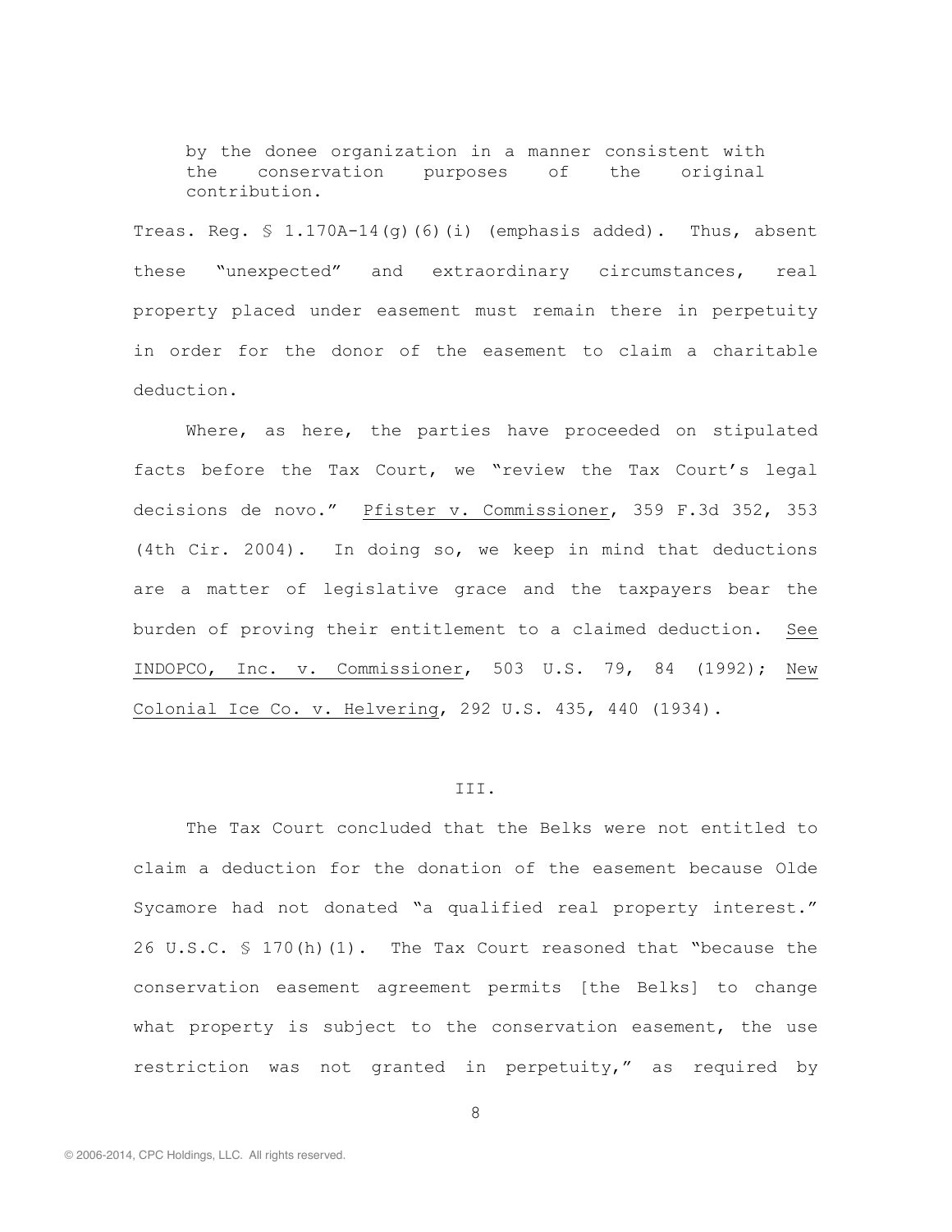> by the donee organization in a manner consistent with the conservation purposes of the original contribution.

Treas. Reg. § 1.170A-14(g)(6)(i) (emphasis added). Thus, absent these "unexpected" and extraordinary circumstances, real property placed under easement must remain there in perpetuity in order for the donor of the easement to claim a charitable deduction.

Where, as here, the parties have proceeded on stipulated facts before the Tax Court, we "review the Tax Court's legal decisions de novo." Pfister v. Commissioner, 359 F.3d 352, 353 (4th Cir. 2004). In doing so, we keep in mind that deductions are a matter of legislative grace and the taxpayers bear the burden of proving their entitlement to a claimed deduction. See INDOPCO, Inc. v. Commissioner, 503 U.S. 79, 84 (1992); New Colonial Ice Co. v. Helvering, 292 U.S. 435, 440 (1934).

III.

The Tax Court concluded that the Belks were not entitled to claim a deduction for the donation of the easement because Olde Sycamore had not donated "a qualified real property interest." 26 U.S.C. § 170(h)(1). The Tax Court reasoned that "because the conservation easement agreement permits [the Belks] to change what property is subject to the conservation easement, the use restriction was not granted in perpetuity," as required by

© 2006-2014, CPC Holdings, LLC. All rights reserved.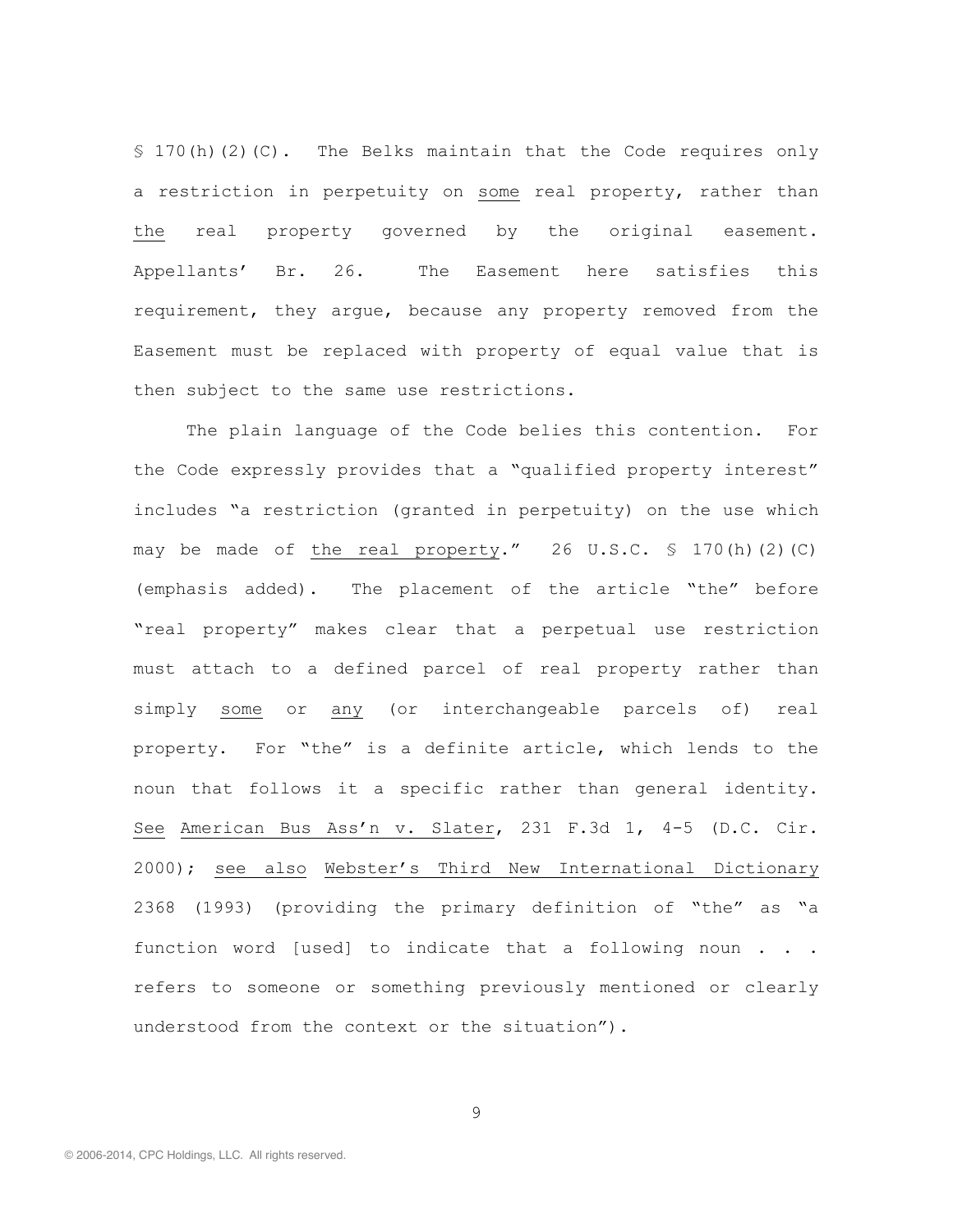§ 170(h)(2)(C). The Belks maintain that the Code requires only a restriction in perpetuity on <u>some</u> real property, rather than <u>the</u> real property governed by the original easement. Appellants' Br. 26. The Easement here satisfies this requirement, they argue, because any property removed from the Easement must be replaced with property of equal value that is then subject to the same use restrictions.

The plain language of the Code belies this contention. For the Code expressly provides that a "qualified property interest" includes "a restriction (granted in perpetuity) on the use which may be made of <u>the real property</u>." 26 U.S.C. § 170(h)(2)(C) (emphasis added). The placement of the article "the" before "real property" makes clear that a perpetual use restriction must attach to a defined parcel of real property rather than simply <u>some</u> or <u>any</u> (or interchangeable parcels of) real property. For "the" is a definite article, which lends to the noun that follows it a specific rather than general identity. <u>See</u> <u>American Bus Ass'n v. Slater</u>, 231 F.3d 1, 4-5 (D.C. Cir. 2000); <u>see also</u> <u>Webster's Third New International Dictionary</u> 2368 (1993) (providing the primary definition of "the" as "a function word [used] to indicate that a following noun . . . refers to someone or something previously mentioned or clearly understood from the context or the situation").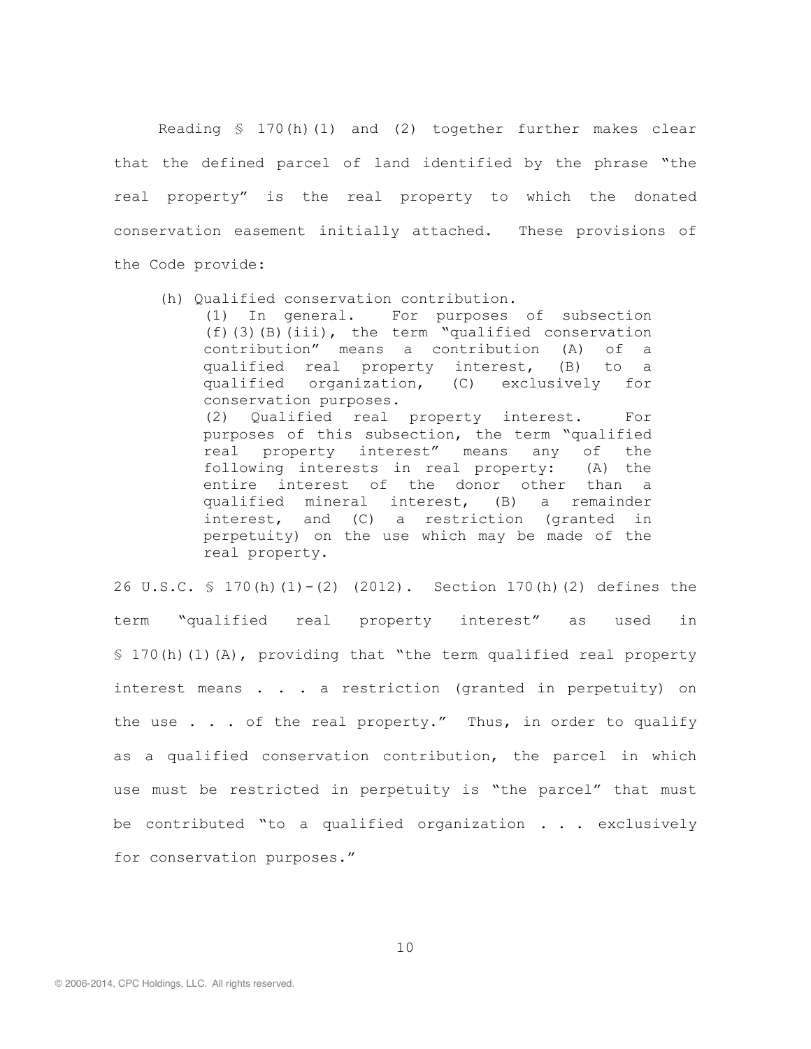Reading § 170(h)(1) and (2) together further makes clear that the defined parcel of land identified by the phrase "the real property" is the real property to which the donated conservation easement initially attached. These provisions of the Code provide:

> (h) Qualified conservation contribution.
>
> (1) In general. For purposes of subsection (f)(3)(B)(iii), the term "qualified conservation contribution" means a contribution (A) of a qualified real property interest, (B) to a qualified organization, (C) exclusively for conservation purposes.
>
> (2) Qualified real property interest. For purposes of this subsection, the term "qualified real property interest" means any of the following interests in real property: (A) the entire interest of the donor other than a qualified mineral interest, (B) a remainder interest, and (C) a restriction (granted in perpetuity) on the use which may be made of the real property.

26 U.S.C. § 170(h)(1)-(2) (2012). Section 170(h)(2) defines the term "qualified real property interest" as used in § 170(h)(1)(A), providing that "the term qualified real property interest means . . . a restriction (granted in perpetuity) on the use . . . of the real property." Thus, in order to qualify as a qualified conservation contribution, the parcel in which use must be restricted in perpetuity is "the parcel" that must be contributed "to a qualified organization . . . exclusively for conservation purposes."

© 2006-2014, CPC Holdings, LLC. All rights reserved.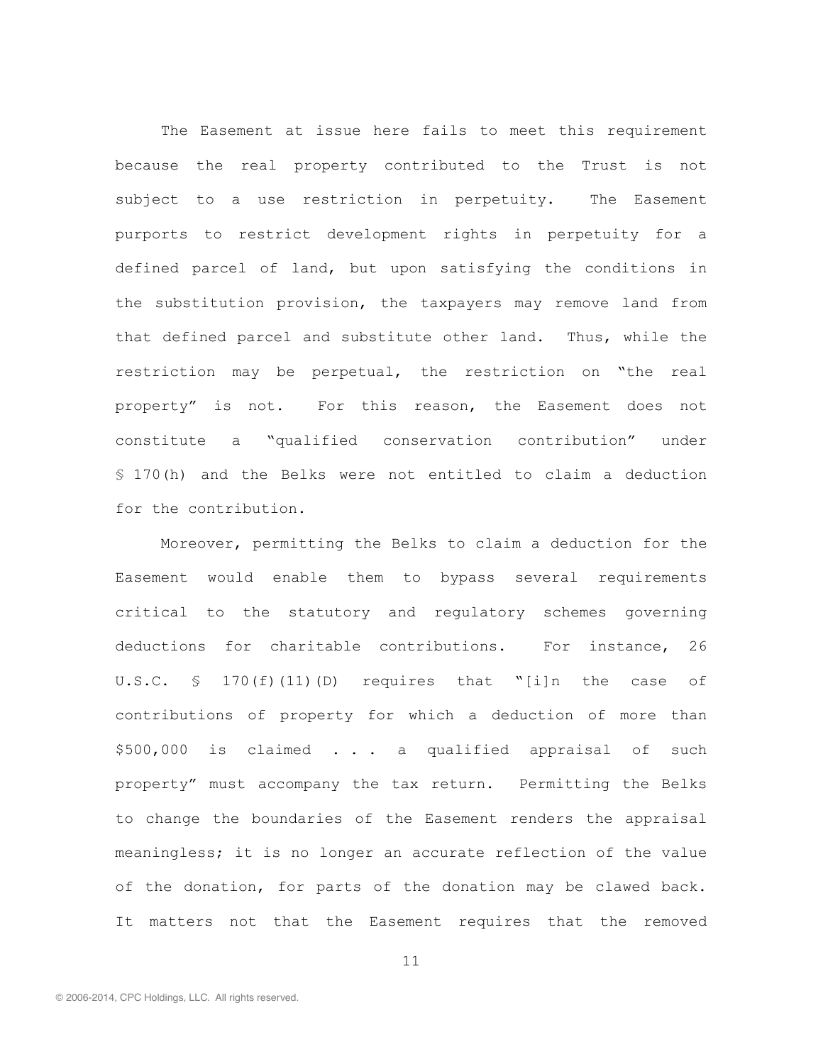The Easement at issue here fails to meet this requirement because the real property contributed to the Trust is not subject to a use restriction in perpetuity. The Easement purports to restrict development rights in perpetuity for a defined parcel of land, but upon satisfying the conditions in the substitution provision, the taxpayers may remove land from that defined parcel and substitute other land. Thus, while the restriction may be perpetual, the restriction on "the real property" is not. For this reason, the Easement does not constitute a "qualified conservation contribution" under § 170(h) and the Belks were not entitled to claim a deduction for the contribution.

Moreover, permitting the Belks to claim a deduction for the Easement would enable them to bypass several requirements critical to the statutory and regulatory schemes governing deductions for charitable contributions. For instance, 26 U.S.C. § 170(f)(11)(D) requires that "[i]n the case of contributions of property for which a deduction of more than $500,000 is claimed . . . a qualified appraisal of such property" must accompany the tax return. Permitting the Belks to change the boundaries of the Easement renders the appraisal meaningless; it is no longer an accurate reflection of the value of the donation, for parts of the donation may be clawed back. It matters not that the Easement requires that the removed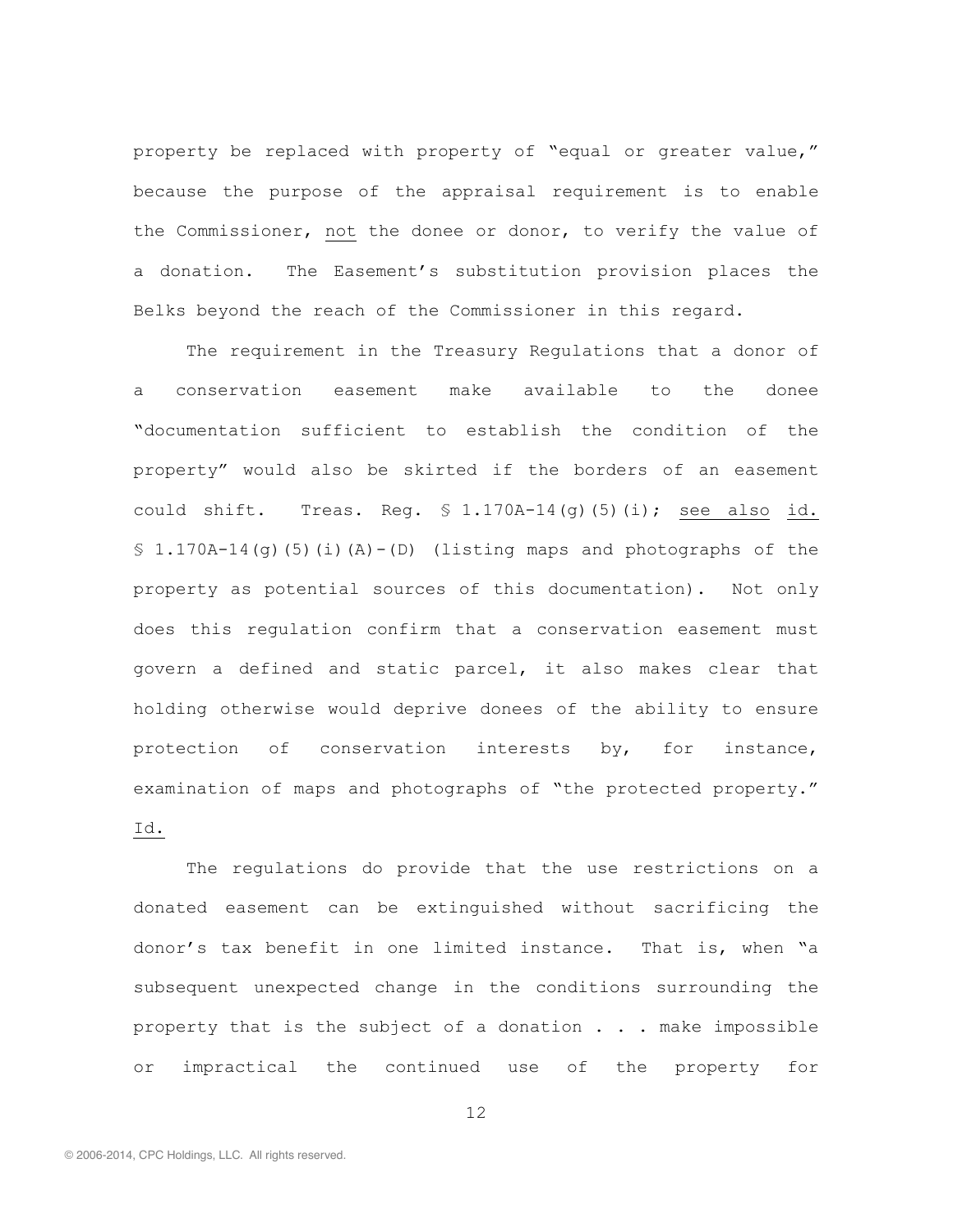property be replaced with property of "equal or greater value," because the purpose of the appraisal requirement is to enable the Commissioner, not the donee or donor, to verify the value of a donation. The Easement's substitution provision places the Belks beyond the reach of the Commissioner in this regard.

The requirement in the Treasury Regulations that a donor of a conservation easement make available to the donee "documentation sufficient to establish the condition of the property" would also be skirted if the borders of an easement could shift. Treas. Reg. § 1.170A-14(g)(5)(i); see also id. § 1.170A-14(g)(5)(i)(A)-(D) (listing maps and photographs of the property as potential sources of this documentation). Not only does this regulation confirm that a conservation easement must govern a defined and static parcel, it also makes clear that holding otherwise would deprive donees of the ability to ensure protection of conservation interests by, for instance, examination of maps and photographs of "the protected property." Id.

The regulations do provide that the use restrictions on a donated easement can be extinguished without sacrificing the donor's tax benefit in one limited instance. That is, when "a subsequent unexpected change in the conditions surrounding the property that is the subject of a donation . . . make impossible or impractical the continued use of the property for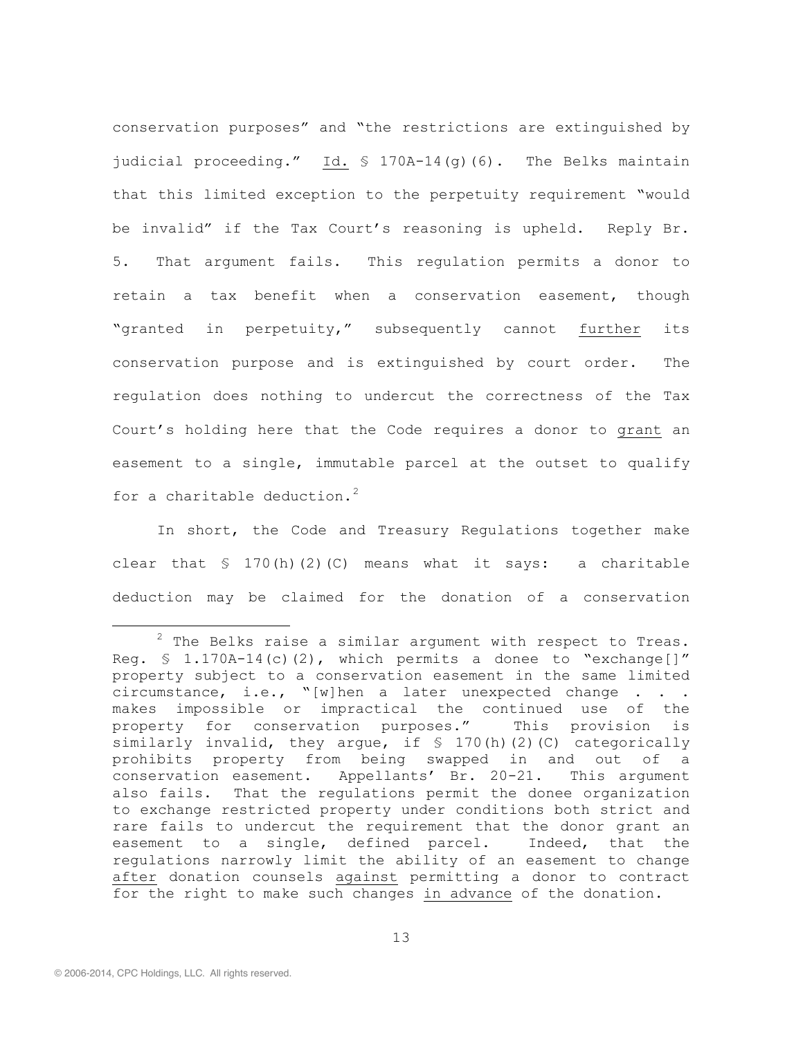conservation purposes" and "the restrictions are extinguished by judicial proceeding." Id. § 170A-14(g)(6). The Belks maintain that this limited exception to the perpetuity requirement "would be invalid" if the Tax Court's reasoning is upheld. Reply Br. 5. That argument fails. This regulation permits a donor to retain a tax benefit when a conservation easement, though "granted in perpetuity," subsequently cannot further its conservation purpose and is extinguished by court order. The regulation does nothing to undercut the correctness of the Tax Court's holding here that the Code requires a donor to grant an easement to a single, immutable parcel at the outset to qualify for a charitable deduction.[2]

In short, the Code and Treasury Regulations together make clear that § 170(h)(2)(C) means what it says: a charitable deduction may be claimed for the donation of a conservation

---

[2] The Belks raise a similar argument with respect to Treas. Reg. § 1.170A-14(c)(2), which permits a donee to "exchange[]" property subject to a conservation easement in the same limited circumstance, i.e., "[w]hen a later unexpected change . . . makes impossible or impractical the continued use of the property for conservation purposes." This provision is similarly invalid, they argue, if § 170(h)(2)(C) categorically prohibits property from being swapped in and out of a conservation easement. Appellants' Br. 20-21. This argument also fails. That the regulations permit the donee organization to exchange restricted property under conditions both strict and rare fails to undercut the requirement that the donor grant an easement to a single, defined parcel. Indeed, that the regulations narrowly limit the ability of an easement to change after donation counsels against permitting a donor to contract for the right to make such changes in advance of the donation.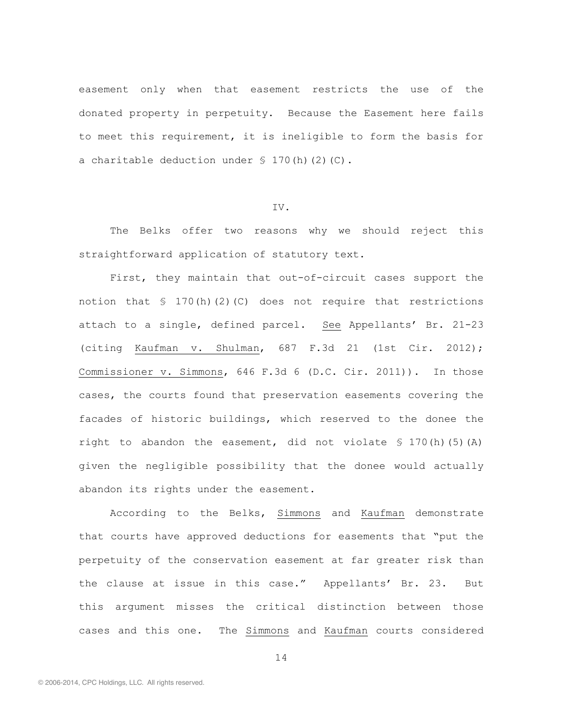easement only when that easement restricts the use of the donated property in perpetuity. Because the Easement here fails to meet this requirement, it is ineligible to form the basis for a charitable deduction under § 170(h)(2)(C).

## IV.

The Belks offer two reasons why we should reject this straightforward application of statutory text.

First, they maintain that out-of-circuit cases support the notion that § 170(h)(2)(C) does not require that restrictions attach to a single, defined parcel. See Appellants' Br. 21-23 (citing Kaufman v. Shulman, 687 F.3d 21 (1st Cir. 2012); Commissioner v. Simmons, 646 F.3d 6 (D.C. Cir. 2011)). In those cases, the courts found that preservation easements covering the facades of historic buildings, which reserved to the donee the right to abandon the easement, did not violate § 170(h)(5)(A) given the negligible possibility that the donee would actually abandon its rights under the easement.

According to the Belks, Simmons and Kaufman demonstrate that courts have approved deductions for easements that "put the perpetuity of the conservation easement at far greater risk than the clause at issue in this case." Appellants' Br. 23. But this argument misses the critical distinction between those cases and this one. The Simmons and Kaufman courts considered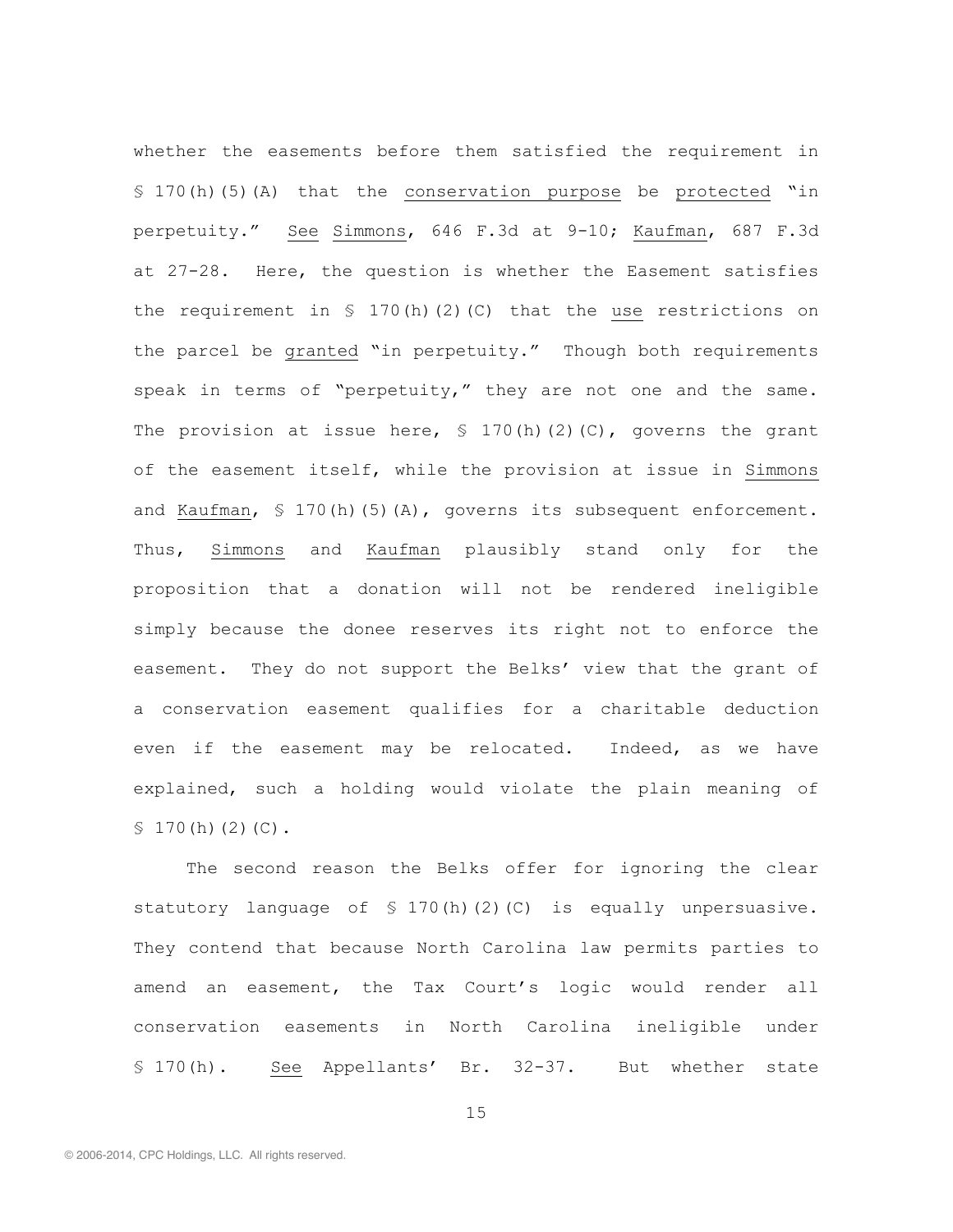whether the easements before them satisfied the requirement in § 170(h)(5)(A) that the conservation purpose be protected "in perpetuity." See Simmons, 646 F.3d at 9-10; Kaufman, 687 F.3d at 27-28. Here, the question is whether the Easement satisfies the requirement in § 170(h)(2)(C) that the use restrictions on the parcel be granted "in perpetuity." Though both requirements speak in terms of "perpetuity," they are not one and the same. The provision at issue here, § 170(h)(2)(C), governs the grant of the easement itself, while the provision at issue in Simmons and Kaufman, § 170(h)(5)(A), governs its subsequent enforcement. Thus, Simmons and Kaufman plausibly stand only for the proposition that a donation will not be rendered ineligible simply because the donee reserves its right not to enforce the easement. They do not support the Belks' view that the grant of a conservation easement qualifies for a charitable deduction even if the easement may be relocated. Indeed, as we have explained, such a holding would violate the plain meaning of § 170(h)(2)(C).

The second reason the Belks offer for ignoring the clear statutory language of § 170(h)(2)(C) is equally unpersuasive. They contend that because North Carolina law permits parties to amend an easement, the Tax Court's logic would render all conservation easements in North Carolina ineligible under § 170(h). See Appellants' Br. 32-37. But whether state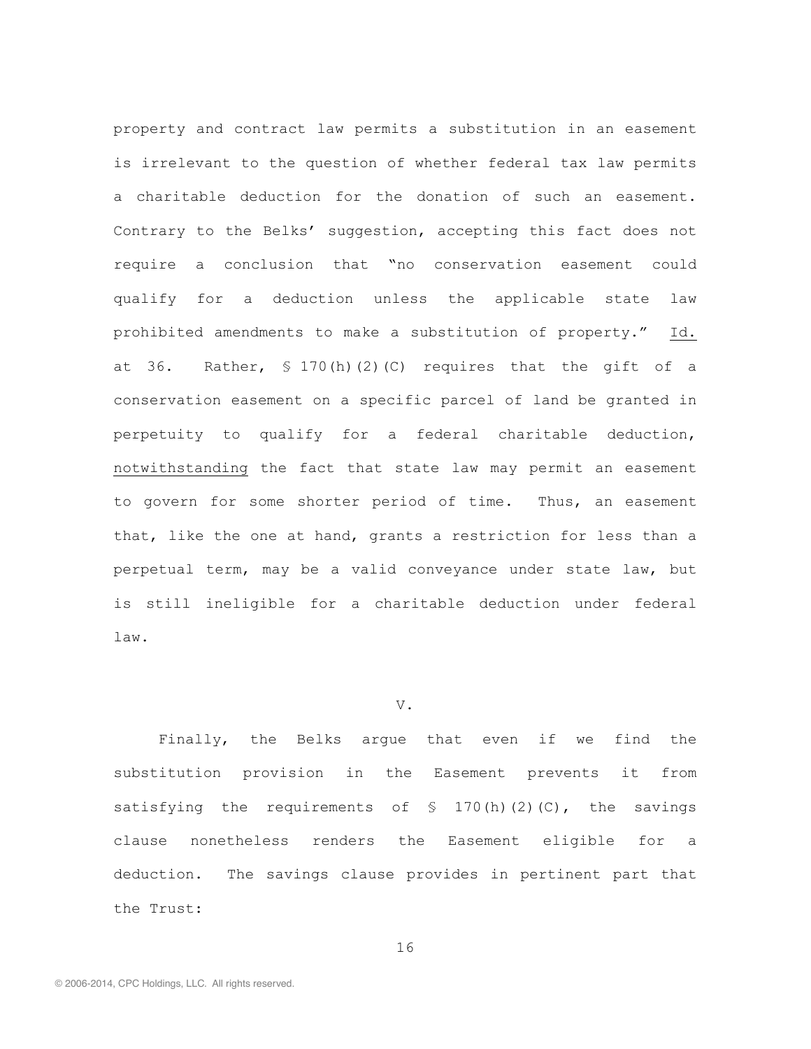property and contract law permits a substitution in an easement is irrelevant to the question of whether federal tax law permits a charitable deduction for the donation of such an easement. Contrary to the Belks' suggestion, accepting this fact does not require a conclusion that "no conservation easement could qualify for a deduction unless the applicable state law prohibited amendments to make a substitution of property." Id. at 36. Rather, § 170(h)(2)(C) requires that the gift of a conservation easement on a specific parcel of land be granted in perpetuity to qualify for a federal charitable deduction, notwithstanding the fact that state law may permit an easement to govern for some shorter period of time. Thus, an easement that, like the one at hand, grants a restriction for less than a perpetual term, may be a valid conveyance under state law, but is still ineligible for a charitable deduction under federal law.

V.

Finally, the Belks argue that even if we find the substitution provision in the Easement prevents it from satisfying the requirements of § 170(h)(2)(C), the savings clause nonetheless renders the Easement eligible for a deduction. The savings clause provides in pertinent part that the Trust: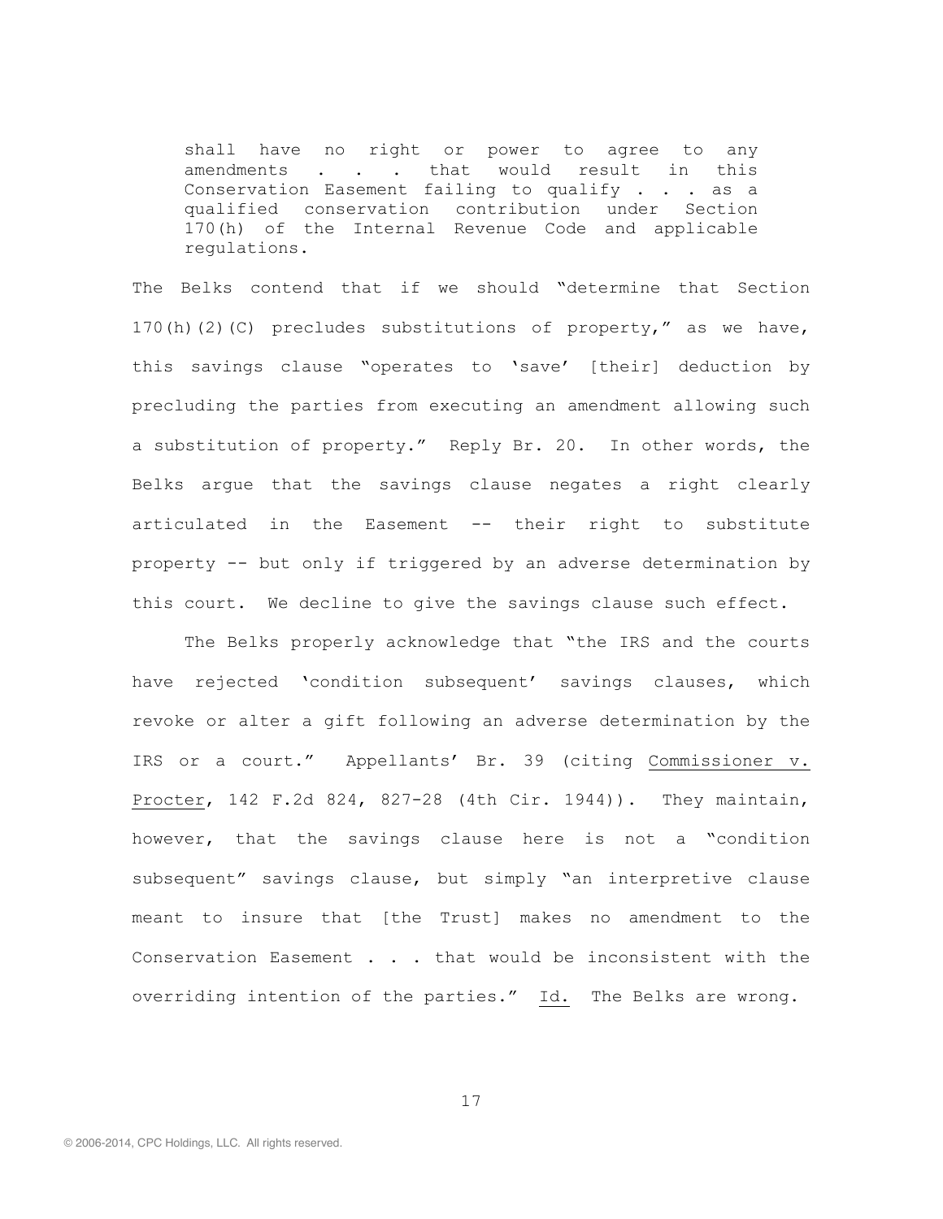> shall have no right or power to agree to any amendments . . . that would result in this Conservation Easement failing to qualify . . . as a qualified conservation contribution under Section 170(h) of the Internal Revenue Code and applicable regulations.

The Belks contend that if we should "determine that Section 170(h)(2)(C) precludes substitutions of property," as we have, this savings clause "operates to 'save' [their] deduction by precluding the parties from executing an amendment allowing such a substitution of property." Reply Br. 20. In other words, the Belks argue that the savings clause negates a right clearly articulated in the Easement -- their right to substitute property -- but only if triggered by an adverse determination by this court. We decline to give the savings clause such effect.

The Belks properly acknowledge that "the IRS and the courts have rejected 'condition subsequent' savings clauses, which revoke or alter a gift following an adverse determination by the IRS or a court." Appellants' Br. 39 (citing Commissioner v. Procter, 142 F.2d 824, 827-28 (4th Cir. 1944)). They maintain, however, that the savings clause here is not a "condition subsequent" savings clause, but simply "an interpretive clause meant to insure that [the Trust] makes no amendment to the Conservation Easement . . . that would be inconsistent with the overriding intention of the parties." Id. The Belks are wrong.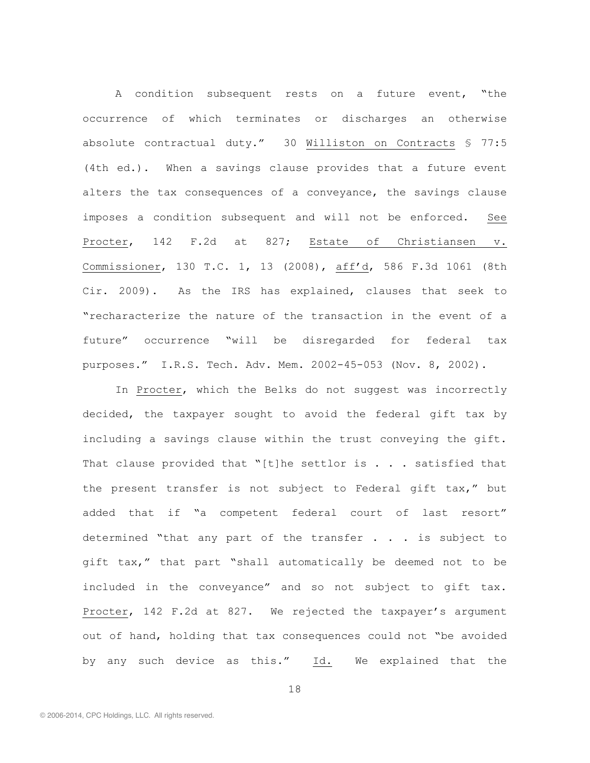A condition subsequent rests on a future event, "the occurrence of which terminates or discharges an otherwise absolute contractual duty." 30 Williston on Contracts § 77:5 (4th ed.). When a savings clause provides that a future event alters the tax consequences of a conveyance, the savings clause imposes a condition subsequent and will not be enforced. See Procter, 142 F.2d at 827; Estate of Christiansen v. Commissioner, 130 T.C. 1, 13 (2008), aff'd, 586 F.3d 1061 (8th Cir. 2009). As the IRS has explained, clauses that seek to "recharacterize the nature of the transaction in the event of a future" occurrence "will be disregarded for federal tax purposes." I.R.S. Tech. Adv. Mem. 2002-45-053 (Nov. 8, 2002).

In Procter, which the Belks do not suggest was incorrectly decided, the taxpayer sought to avoid the federal gift tax by including a savings clause within the trust conveying the gift. That clause provided that "[t]he settlor is . . . satisfied that the present transfer is not subject to Federal gift tax," but added that if "a competent federal court of last resort" determined "that any part of the transfer . . . is subject to gift tax," that part "shall automatically be deemed not to be included in the conveyance" and so not subject to gift tax. Procter, 142 F.2d at 827. We rejected the taxpayer's argument out of hand, holding that tax consequences could not "be avoided by any such device as this." Id. We explained that the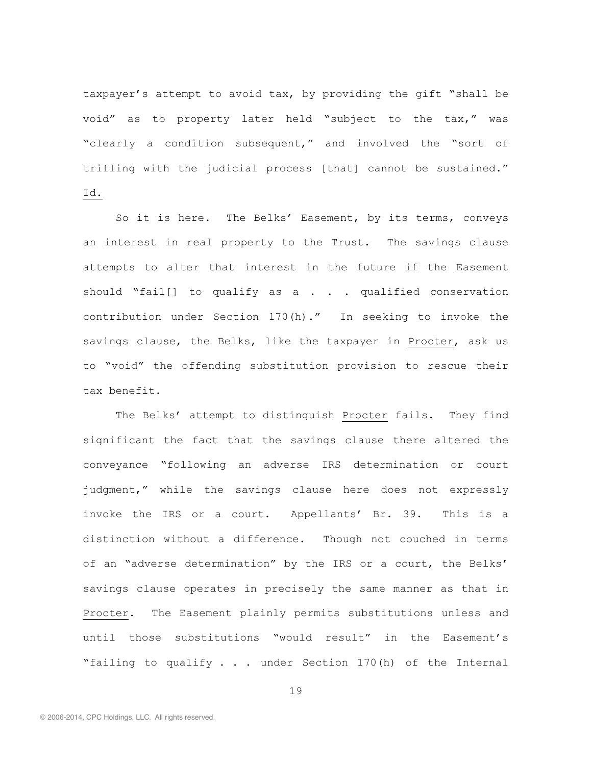taxpayer's attempt to avoid tax, by providing the gift "shall be void" as to property later held "subject to the tax," was "clearly a condition subsequent," and involved the "sort of trifling with the judicial process [that] cannot be sustained." Id.

So it is here. The Belks' Easement, by its terms, conveys an interest in real property to the Trust. The savings clause attempts to alter that interest in the future if the Easement should "fail[] to qualify as a . . . qualified conservation contribution under Section 170(h)." In seeking to invoke the savings clause, the Belks, like the taxpayer in Procter, ask us to "void" the offending substitution provision to rescue their tax benefit.

The Belks' attempt to distinguish Procter fails. They find significant the fact that the savings clause there altered the conveyance "following an adverse IRS determination or court judgment," while the savings clause here does not expressly invoke the IRS or a court. Appellants' Br. 39. This is a distinction without a difference. Though not couched in terms of an "adverse determination" by the IRS or a court, the Belks' savings clause operates in precisely the same manner as that in Procter. The Easement plainly permits substitutions unless and until those substitutions "would result" in the Easement's "failing to qualify . . . under Section 170(h) of the Internal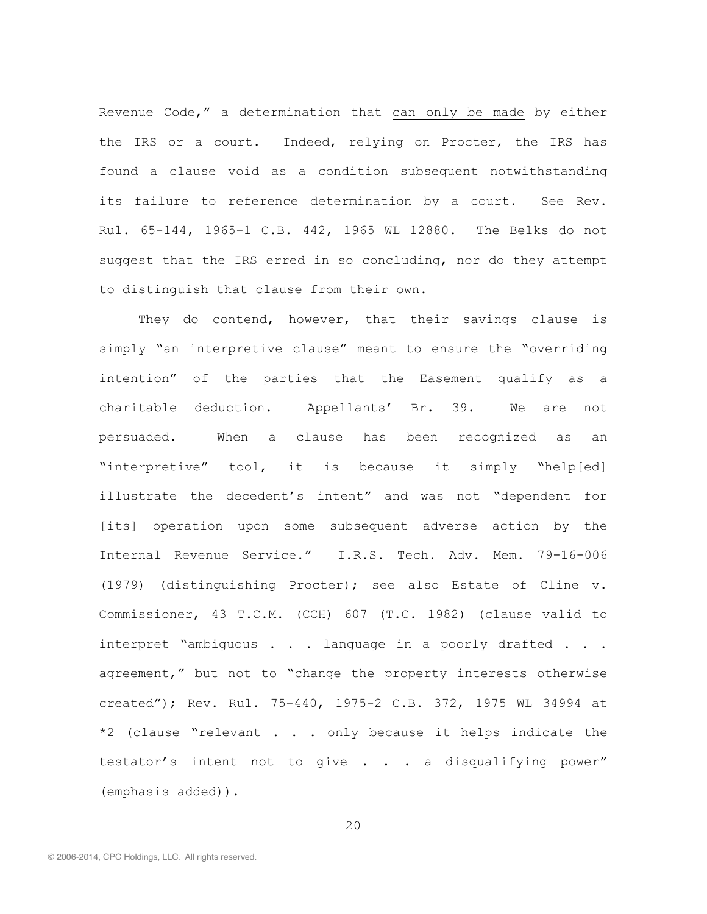Revenue Code," a determination that can only be made by either the IRS or a court. Indeed, relying on *Procter*, the IRS has found a clause void as a condition subsequent notwithstanding its failure to reference determination by a court. *See* Rev. Rul. 65-144, 1965-1 C.B. 442, 1965 WL 12880. The Belks do not suggest that the IRS erred in so concluding, nor do they attempt to distinguish that clause from their own.

They do contend, however, that their savings clause is simply "an interpretive clause" meant to ensure the "overriding intention" of the parties that the Easement qualify as a charitable deduction. Appellants' Br. 39. We are not persuaded. When a clause has been recognized as an "interpretive" tool, it is because it simply "help[ed] illustrate the decedent's intent" and was not "dependent for [its] operation upon some subsequent adverse action by the Internal Revenue Service." I.R.S. Tech. Adv. Mem. 79-16-006 (1979) (distinguishing *Procter*); *see also* *Estate of Cline v. Commissioner*, 43 T.C.M. (CCH) 607 (T.C. 1982) (clause valid to interpret "ambiguous . . . language in a poorly drafted . . . agreement," but not to "change the property interests otherwise created"); Rev. Rul. 75-440, 1975-2 C.B. 372, 1975 WL 34994 at *2 (clause "relevant . . . *only* because it helps indicate the testator's intent not to give . . . a disqualifying power" (emphasis added)).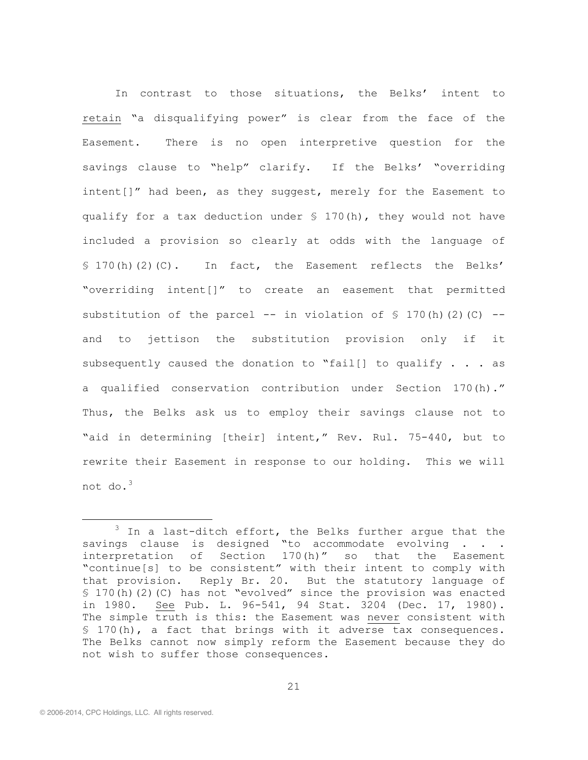In contrast to those situations, the Belks' intent to retain "a disqualifying power" is clear from the face of the Easement. There is no open interpretive question for the savings clause to "help" clarify. If the Belks' "overriding intent[]" had been, as they suggest, merely for the Easement to qualify for a tax deduction under § 170(h), they would not have included a provision so clearly at odds with the language of § 170(h)(2)(C). In fact, the Easement reflects the Belks' "overriding intent[]" to create an easement that permitted substitution of the parcel -- in violation of § 170(h)(2)(C) -- and to jettison the substitution provision only if it subsequently caused the donation to "fail[] to qualify . . . as a qualified conservation contribution under Section 170(h)." Thus, the Belks ask us to employ their savings clause not to "aid in determining [their] intent," Rev. Rul. 75-440, but to rewrite their Easement in response to our holding. This we will not do.[3]

---

[3] In a last-ditch effort, the Belks further argue that the savings clause is designed "to accommodate evolving . . . interpretation of Section 170(h)" so that the Easement "continue[s] to be consistent" with their intent to comply with that provision. Reply Br. 20. But the statutory language of § 170(h)(2)(C) has not "evolved" since the provision was enacted in 1980. See Pub. L. 96-541, 94 Stat. 3204 (Dec. 17, 1980). The simple truth is this: the Easement was never consistent with § 170(h), a fact that brings with it adverse tax consequences. The Belks cannot now simply reform the Easement because they do not wish to suffer those consequences.

© 2006-2014, CPC Holdings, LLC. All rights reserved.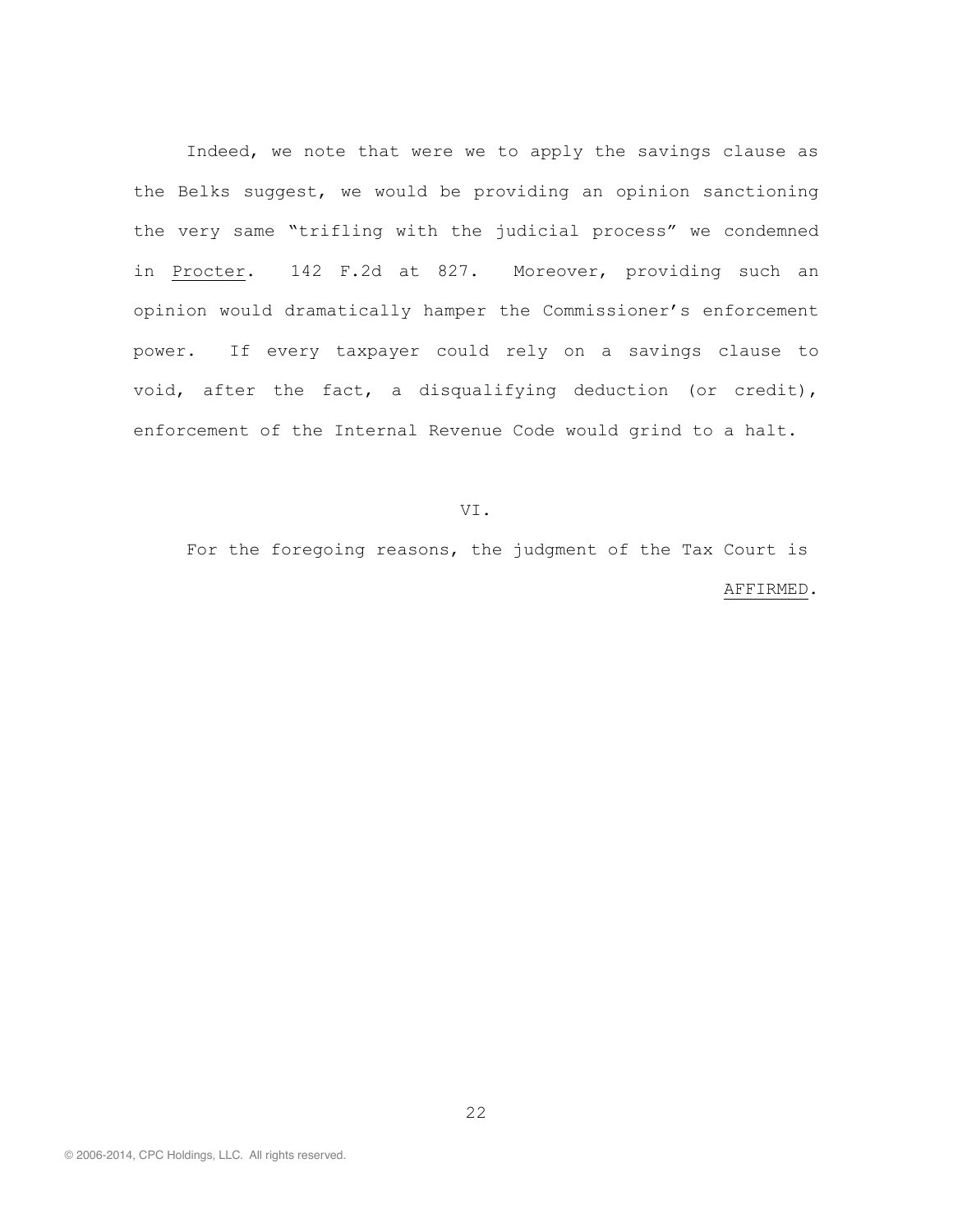Indeed, we note that were we to apply the savings clause as the Belks suggest, we would be providing an opinion sanctioning the very same "trifling with the judicial process" we condemned in Procter. 142 F.2d at 827. Moreover, providing such an opinion would dramatically hamper the Commissioner's enforcement power. If every taxpayer could rely on a savings clause to void, after the fact, a disqualifying deduction (or credit), enforcement of the Internal Revenue Code would grind to a halt.

VI.

For the foregoing reasons, the judgment of the Tax Court is AFFIRMED.

© 2006-2014, CPC Holdings, LLC. All rights reserved.